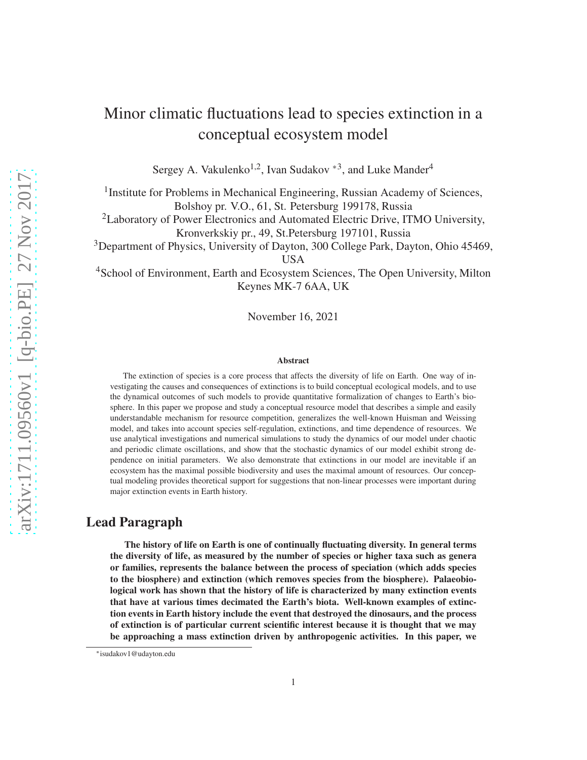# Minor climatic fluctuations lead to species extinction in a conceptual ecosystem model

Sergey A. Vakulenko[1,2], Ivan Sudakov *[3], and Luke Mander[4]

[1]Institute for Problems in Mechanical Engineering, Russian Academy of Sciences, Bolshoy pr. V.O., 61, St. Petersburg 199178, Russia

[2]Laboratory of Power Electronics and Automated Electric Drive, ITMO University, Kronverkskiy pr., 49, St.Petersburg 197101, Russia

[3]Department of Physics, University of Dayton, 300 College Park, Dayton, Ohio 45469, USA

[4]School of Environment, Earth and Ecosystem Sciences, The Open University, Milton Keynes MK-7 6AA, UK

November 16, 2021

### Abstract

The extinction of species is a core process that affects the diversity of life on Earth. One way of investigating the causes and consequences of extinctions is to build conceptual ecological models, and to use the dynamical outcomes of such models to provide quantitative formalization of changes to Earth's biosphere. In this paper we propose and study a conceptual resource model that describes a simple and easily understandable mechanism for resource competition, generalizes the well-known Huisman and Weissing model, and takes into account species self-regulation, extinctions, and time dependence of resources. We use analytical investigations and numerical simulations to study the dynamics of our model under chaotic and periodic climate oscillations, and show that the stochastic dynamics of our model exhibit strong dependence on initial parameters. We also demonstrate that extinctions in our model are inevitable if an ecosystem has the maximal possible biodiversity and uses the maximal amount of resources. Our conceptual modeling provides theoretical support for suggestions that non-linear processes were important during major extinction events in Earth history.

## Lead Paragraph

**The history of life on Earth is one of continually fluctuating diversity. In general terms the diversity of life, as measured by the number of species or higher taxa such as genera or families, represents the balance between the process of speciation (which adds species to the biosphere) and extinction (which removes species from the biosphere). Palaeobiological work has shown that the history of life is characterized by many extinction events that have at various times decimated the Earth's biota. Well-known examples of extinction events in Earth history include the event that destroyed the dinosaurs, and the process of extinction is of particular current scientific interest because it is thought that we may be approaching a mass extinction driven by anthropogenic activities. In this paper, we**

*isudakov1@udayton.edu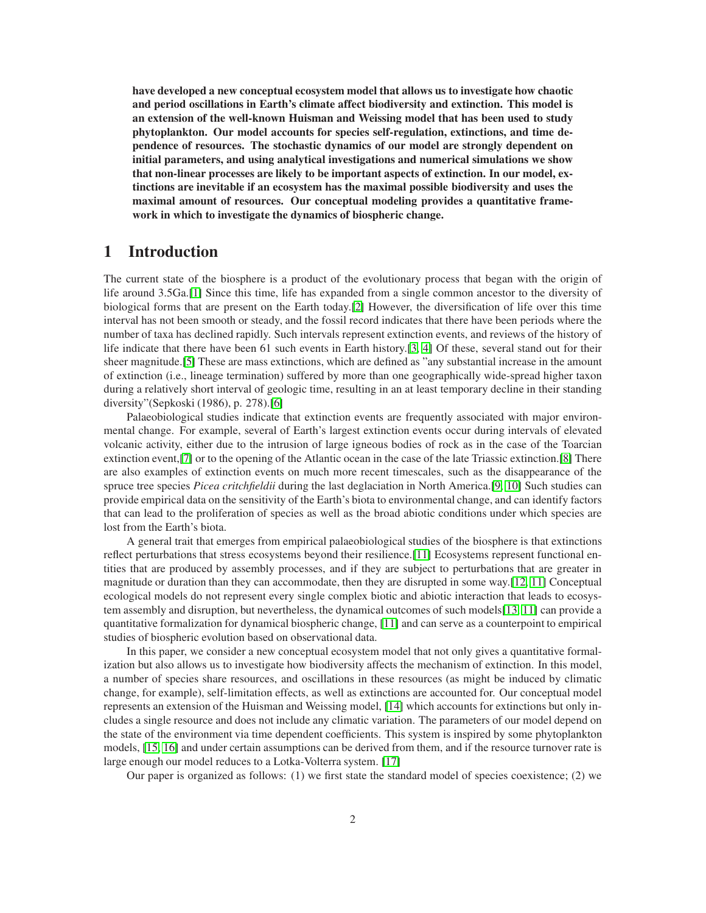**have developed a new conceptual ecosystem model that allows us to investigate how chaotic and period oscillations in Earth's climate affect biodiversity and extinction. This model is an extension of the well-known Huisman and Weissing model that has been used to study phytoplankton. Our model accounts for species self-regulation, extinctions, and time dependence of resources. The stochastic dynamics of our model are strongly dependent on initial parameters, and using analytical investigations and numerical simulations we show that non-linear processes are likely to be important aspects of extinction. In our model, extinctions are inevitable if an ecosystem has the maximal possible biodiversity and uses the maximal amount of resources. Our conceptual modeling provides a quantitative framework in which to investigate the dynamics of biospheric change.**

# 1 Introduction

The current state of the biosphere is a product of the evolutionary process that began with the origin of life around 3.5Ga.[1] Since this time, life has expanded from a single common ancestor to the diversity of biological forms that are present on the Earth today.[2] However, the diversification of life over this time interval has not been smooth or steady, and the fossil record indicates that there have been periods where the number of taxa has declined rapidly. Such intervals represent extinction events, and reviews of the history of life indicate that there have been 61 such events in Earth history.[3, 4] Of these, several stand out for their sheer magnitude.[5] These are mass extinctions, which are defined as "any substantial increase in the amount of extinction (i.e., lineage termination) suffered by more than one geographically wide-spread higher taxon during a relatively short interval of geologic time, resulting in an at least temporary decline in their standing diversity"(Sepkoski (1986), p. 278).[6]

Palaeobiological studies indicate that extinction events are frequently associated with major environmental change. For example, several of Earth's largest extinction events occur during intervals of elevated volcanic activity, either due to the intrusion of large igneous bodies of rock as in the case of the Toarcian extinction event,[7] or to the opening of the Atlantic ocean in the case of the late Triassic extinction.[8] There are also examples of extinction events on much more recent timescales, such as the disappearance of the spruce tree species *Picea critchfieldii* during the last deglaciation in North America.[9, 10] Such studies can provide empirical data on the sensitivity of the Earth's biota to environmental change, and can identify factors that can lead to the proliferation of species as well as the broad abiotic conditions under which species are lost from the Earth's biota.

A general trait that emerges from empirical palaeobiological studies of the biosphere is that extinctions reflect perturbations that stress ecosystems beyond their resilience.[11] Ecosystems represent functional entities that are produced by assembly processes, and if they are subject to perturbations that are greater in magnitude or duration than they can accommodate, then they are disrupted in some way.[12, 11] Conceptual ecological models do not represent every single complex biotic and abiotic interaction that leads to ecosystem assembly and disruption, but nevertheless, the dynamical outcomes of such models[13, 11] can provide a quantitative formalization for dynamical biospheric change, [11] and can serve as a counterpoint to empirical studies of biospheric evolution based on observational data.

In this paper, we consider a new conceptual ecosystem model that not only gives a quantitative formalization but also allows us to investigate how biodiversity affects the mechanism of extinction. In this model, a number of species share resources, and oscillations in these resources (as might be induced by climatic change, for example), self-limitation effects, as well as extinctions are accounted for. Our conceptual model represents an extension of the Huisman and Weissing model, [14] which accounts for extinctions but only includes a single resource and does not include any climatic variation. The parameters of our model depend on the state of the environment via time dependent coefficients. This system is inspired by some phytoplankton models, [15, 16] and under certain assumptions can be derived from them, and if the resource turnover rate is large enough our model reduces to a Lotka-Volterra system. [17]

Our paper is organized as follows: (1) we first state the standard model of species coexistence; (2) we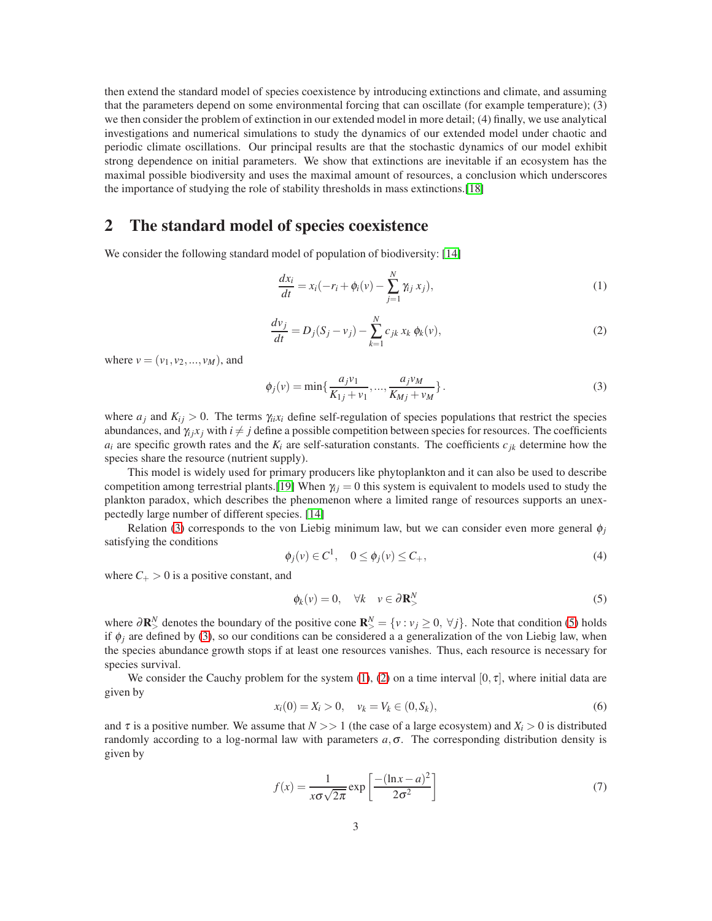then extend the standard model of species coexistence by introducing extinctions and climate, and assuming that the parameters depend on some environmental forcing that can oscillate (for example temperature); (3) we then consider the problem of extinction in our extended model in more detail; (4) finally, we use analytical investigations and numerical simulations to study the dynamics of our extended model under chaotic and periodic climate oscillations. Our principal results are that the stochastic dynamics of our model exhibit strong dependence on initial parameters. We show that extinctions are inevitable if an ecosystem has the maximal possible biodiversity and uses the maximal amount of resources, a conclusion which underscores the importance of studying the role of stability thresholds in mass extinctions.[18]

## 2 The standard model of species coexistence

We consider the following standard model of population of biodiversity: [14]

$$\frac{dx_i}{dt} = x_i(-r_i + \phi_i(v) - \sum_{j=1}^{N} \gamma_{ij}\, x_j), \tag{1}$$

$$\frac{dv_j}{dt} = D_j(S_j - v_j) - \sum_{k=1}^{N} c_{jk}\, x_k\, \phi_k(v), \tag{2}$$

where $v = (v_1, v_2, ..., v_M)$, and

$$\phi_j(v) = \min\{\frac{a_j v_1}{K_{1j} + v_1}, ..., \frac{a_j v_M}{K_{Mj} + v_M}\}. \tag{3}$$

where $a_j$ and $K_{ij} > 0$. The terms $\gamma_{ii} x_i$ define self-regulation of species populations that restrict the species abundances, and $\gamma_{ij} x_j$ with $i \neq j$ define a possible competition between species for resources. The coefficients $a_i$ are specific growth rates and the $K_i$ are self-saturation constants. The coefficients $c_{jk}$ determine how the species share the resource (nutrient supply).

This model is widely used for primary producers like phytoplankton and it can also be used to describe competition among terrestrial plants.[19] When $\gamma_{ij} = 0$ this system is equivalent to models used to study the plankton paradox, which describes the phenomenon where a limited range of resources supports an unexpectedly large number of different species. [14]

Relation (3) corresponds to the von Liebig minimum law, but we can consider even more general $\phi_j$ satisfying the conditions

$$\phi_j(v) \in C^1, \quad 0 \le \phi_j(v) \le C_+, \tag{4}$$

where $C_+ > 0$ is a positive constant, and

$$\phi_k(v) = 0, \quad \forall k \quad v \in \partial \mathbf{R}^N_> \tag{5}$$

where $\partial \mathbf{R}^N_>$ denotes the boundary of the positive cone $\mathbf{R}^N_> = \{v : v_j \ge 0, \ \forall j\}$. Note that condition (5) holds if $\phi_j$ are defined by (3), so our conditions can be considered a a generalization of the von Liebig law, when the species abundance growth stops if at least one resources vanishes. Thus, each resource is necessary for species survival.

We consider the Cauchy problem for the system (1), (2) on a time interval $[0, \tau]$, where initial data are given by

$$x_i(0) = X_i > 0, \quad v_k = V_k \in (0, S_k), \tag{6}$$

and $\tau$ is a positive number. We assume that $N >> 1$ (the case of a large ecosystem) and $X_i > 0$ is distributed randomly according to a log-normal law with parameters $a, \sigma$. The corresponding distribution density is given by

$$f(x) = \frac{1}{x\sigma\sqrt{2\pi}} \exp\left[\frac{-(\ln x - a)^2}{2\sigma^2}\right] \tag{7}$$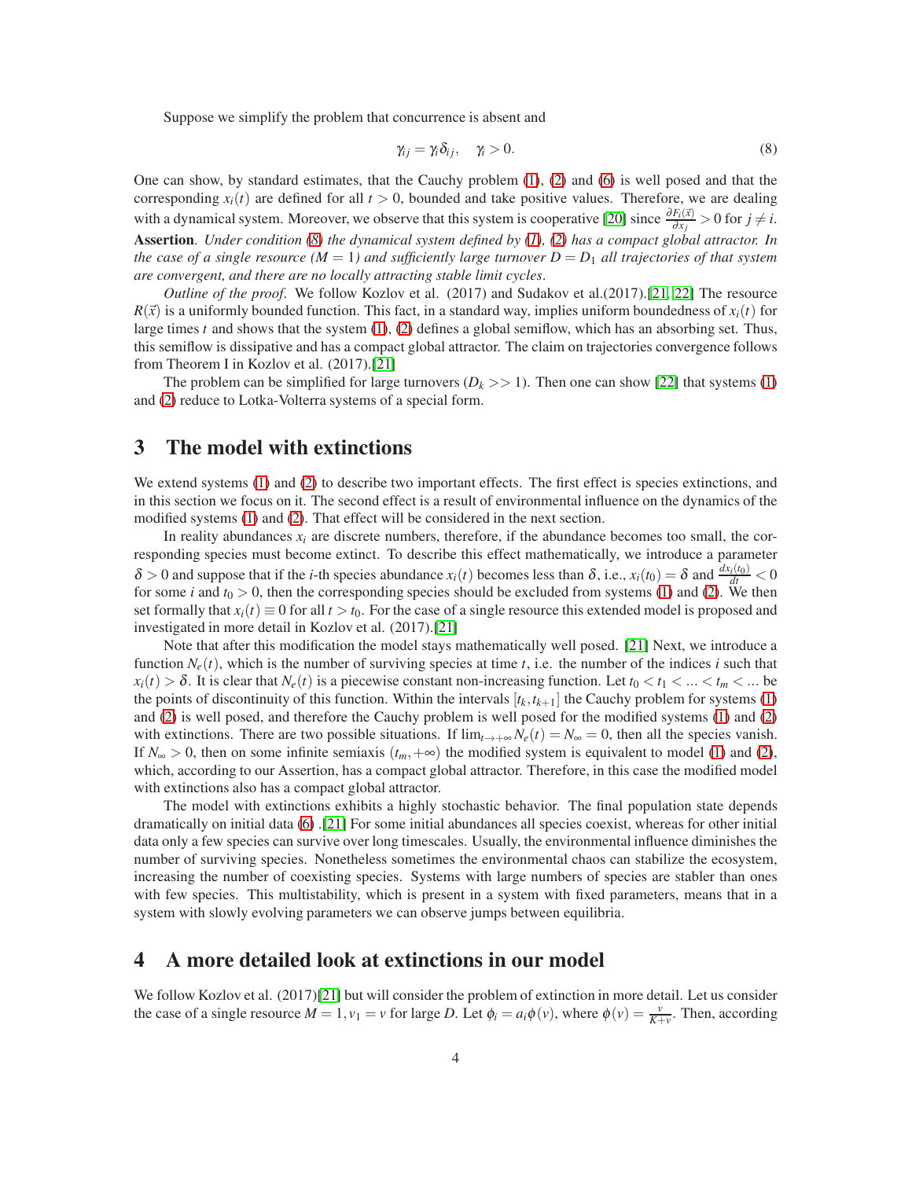Suppose we simplify the problem that concurrence is absent and

$$\gamma_{ij} = \gamma_i \delta_{ij}, \quad \gamma_i > 0. \tag{8}$$

One can show, by standard estimates, that the Cauchy problem (1), (2) and (6) is well posed and that the corresponding $x_i(t)$ are defined for all $t > 0$, bounded and take positive values. Therefore, we are dealing with a dynamical system. Moreover, we observe that this system is cooperative [20] since $\frac{\partial F_i(\vec{x})}{\partial x_j} > 0$ for $j \neq i$.

**Assertion**. *Under condition (8) the dynamical system defined by (1), (2) has a compact global attractor. In the case of a single resource ($M = 1$) and sufficiently large turnover $D = D_1$ all trajectories of that system are convergent, and there are no locally attracting stable limit cycles.*

*Outline of the proof*. We follow Kozlov et al. (2017) and Sudakov et al.(2017).[21, 22] The resource $R(\vec{x})$ is a uniformly bounded function. This fact, in a standard way, implies uniform boundedness of $x_i(t)$ for large times $t$ and shows that the system (1), (2) defines a global semiflow, which has an absorbing set. Thus, this semiflow is dissipative and has a compact global attractor. The claim on trajectories convergence follows from Theorem I in Kozlov et al. (2017).[21]

The problem can be simplified for large turnovers ($D_k >> 1$). Then one can show [22] that systems (1) and (2) reduce to Lotka-Volterra systems of a special form.

## 3 The model with extinctions

We extend systems (1) and (2) to describe two important effects. The first effect is species extinctions, and in this section we focus on it. The second effect is a result of environmental influence on the dynamics of the modified systems (1) and (2). That effect will be considered in the next section.

In reality abundances $x_i$ are discrete numbers, therefore, if the abundance becomes too small, the corresponding species must become extinct. To describe this effect mathematically, we introduce a parameter $\delta > 0$ and suppose that if the $i$-th species abundance $x_i(t)$ becomes less than $\delta$, i.e., $x_i(t_0) = \delta$ and $\frac{dx_i(t_0)}{dt} < 0$ for some $i$ and $t_0 > 0$, then the corresponding species should be excluded from systems (1) and (2). We then set formally that $x_i(t) \equiv 0$ for all $t > t_0$. For the case of a single resource this extended model is proposed and investigated in more detail in Kozlov et al. (2017).[21]

Note that after this modification the model stays mathematically well posed. [21] Next, we introduce a function $N_e(t)$, which is the number of surviving species at time $t$, i.e. the number of the indices $i$ such that $x_i(t) > \delta$. It is clear that $N_e(t)$ is a piecewise constant non-increasing function. Let $t_0 < t_1 < ... < t_m < ...$ be the points of discontinuity of this function. Within the intervals $[t_k, t_{k+1}]$ the Cauchy problem for systems (1) and (2) is well posed, and therefore the Cauchy problem is well posed for the modified systems (1) and (2) with extinctions. There are two possible situations. If $\lim_{t \to +\infty} N_e(t) = N_\infty = 0$, then all the species vanish. If $N_\infty > 0$, then on some infinite semiaxis $(t_m, +\infty)$ the modified system is equivalent to model (1) and (2), which, according to our Assertion, has a compact global attractor. Therefore, in this case the modified model with extinctions also has a compact global attractor.

The model with extinctions exhibits a highly stochastic behavior. The final population state depends dramatically on initial data (6) .[21] For some initial abundances all species coexist, whereas for other initial data only a few species can survive over long timescales. Usually, the environmental influence diminishes the number of surviving species. Nonetheless sometimes the environmental chaos can stabilize the ecosystem, increasing the number of coexisting species. Systems with large numbers of species are stabler than ones with few species. This multistability, which is present in a system with fixed parameters, means that in a system with slowly evolving parameters we can observe jumps between equilibria.

## 4 A more detailed look at extinctions in our model

We follow Kozlov et al. (2017)[21] but will consider the problem of extinction in more detail. Let us consider the case of a single resource $M = 1, v_1 = v$ for large $D$. Let $\phi_i = a_i \phi(v)$, where $\phi(v) = \frac{v}{K+v}$. Then, according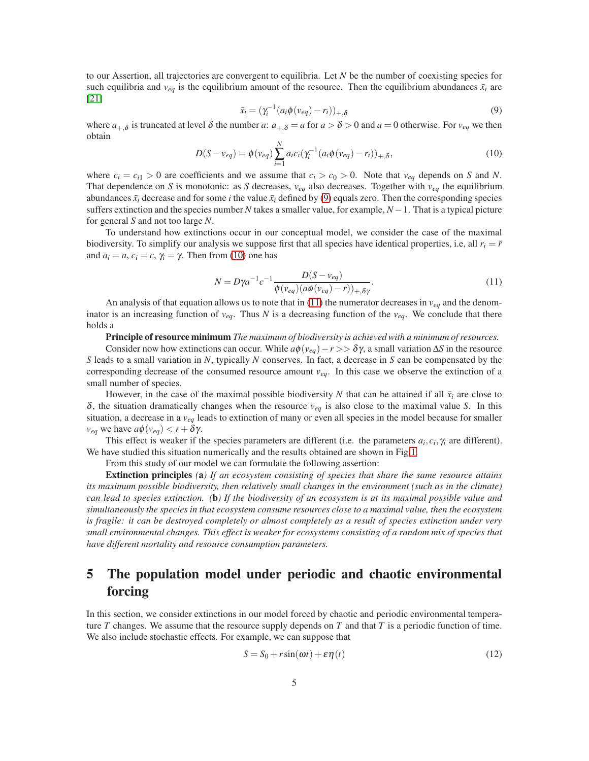to our Assertion, all trajectories are convergent to equilibria. Let $N$ be the number of coexisting species for such equilibria and $v_{eq}$ is the equilibrium amount of the resource. Then the equilibrium abundances $\bar{x}_i$ are [21]

$$\bar{x}_i = (\gamma_i^{-1}(a_i \phi(v_{eq}) - r_i))_{+,\delta} \tag{9}$$

where $a_{+,\delta}$ is truncated at level $\delta$ the number $a$: $a_{+,\delta} = a$ for $a > \delta > 0$ and $a = 0$ otherwise. For $v_{eq}$ we then obtain

$$D(S - v_{eq}) = \phi(v_{eq}) \sum_{i=1}^{N} a_i c_i (\gamma_i^{-1}(a_i \phi(v_{eq}) - r_i))_{+,\delta}, \tag{10}$$

where $c_i = c_{i1} > 0$ are coefficients and we assume that $c_i > c_0 > 0$. Note that $v_{eq}$ depends on $S$ and $N$. That dependence on $S$ is monotonic: as $S$ decreases, $v_{eq}$ also decreases. Together with $v_{eq}$ the equilibrium abundances $\bar{x}_i$ decrease and for some $i$ the value $\bar{x}_i$ defined by (9) equals zero. Then the corresponding species suffers extinction and the species number $N$ takes a smaller value, for example, $N-1$. That is a typical picture for general $S$ and not too large $N$.

To understand how extinctions occur in our conceptual model, we consider the case of the maximal biodiversity. To simplify our analysis we suppose first that all species have identical properties, i.e, all $r_i = \bar{r}$ and $a_i = a$, $c_i = c$, $\gamma_i = \gamma$. Then from (10) one has

$$N = D\gamma a^{-1} c^{-1} \frac{D(S - v_{eq})}{\phi(v_{eq})(a\phi(v_{eq}) - r)_{+,\delta\gamma}}. \tag{11}$$

An analysis of that equation allows us to note that in (11) the numerator decreases in $v_{eq}$ and the denominator is an increasing function of $v_{eq}$. Thus $N$ is a decreasing function of the $v_{eq}$. We conclude that there holds a

**Principle of resource minimum** *The maximum of biodiversity is achieved with a minimum of resources.*

Consider now how extinctions can occur. While $a\phi(v_{eq}) - r >> \delta\gamma$, a small variation $\Delta S$ in the resource $S$ leads to a small variation in $N$, typically $N$ conserves. In fact, a decrease in $S$ can be compensated by the corresponding decrease of the consumed resource amount $v_{eq}$. In this case we observe the extinction of a small number of species.

However, in the case of the maximal possible biodiversity $N$ that can be attained if all $\bar{x}_i$ are close to $\delta$, the situation dramatically changes when the resource $v_{eq}$ is also close to the maximal value $S$. In this situation, a decrease in a $v_{eq}$ leads to extinction of many or even all species in the model because for smaller $v_{eq}$ we have $a\phi(v_{eq}) < r + \delta\gamma$.

This effect is weaker if the species parameters are different (i.e. the parameters $a_i, c_i, \gamma_i$ are different). We have studied this situation numerically and the results obtained are shown in Fig.1.

From this study of our model we can formulate the following assertion:

**Extinction principles** *(***a***) If an ecosystem consisting of species that share the same resource attains its maximum possible biodiversity, then relatively small changes in the environment (such as in the climate) can lead to species extinction. (***b***) If the biodiversity of an ecosystem is at its maximal possible value and simultaneously the species in that ecosystem consume resources close to a maximal value, then the ecosystem is fragile: it can be destroyed completely or almost completely as a result of species extinction under very small environmental changes. This effect is weaker for ecosystems consisting of a random mix of species that have different mortality and resource consumption parameters.*

## 5 The population model under periodic and chaotic environmental forcing

In this section, we consider extinctions in our model forced by chaotic and periodic environmental temperature $T$ changes. We assume that the resource supply depends on $T$ and that $T$ is a periodic function of time. We also include stochastic effects. For example, we can suppose that

$$S = S_0 + r\sin(\omega t) + \varepsilon\eta(t) \tag{12}$$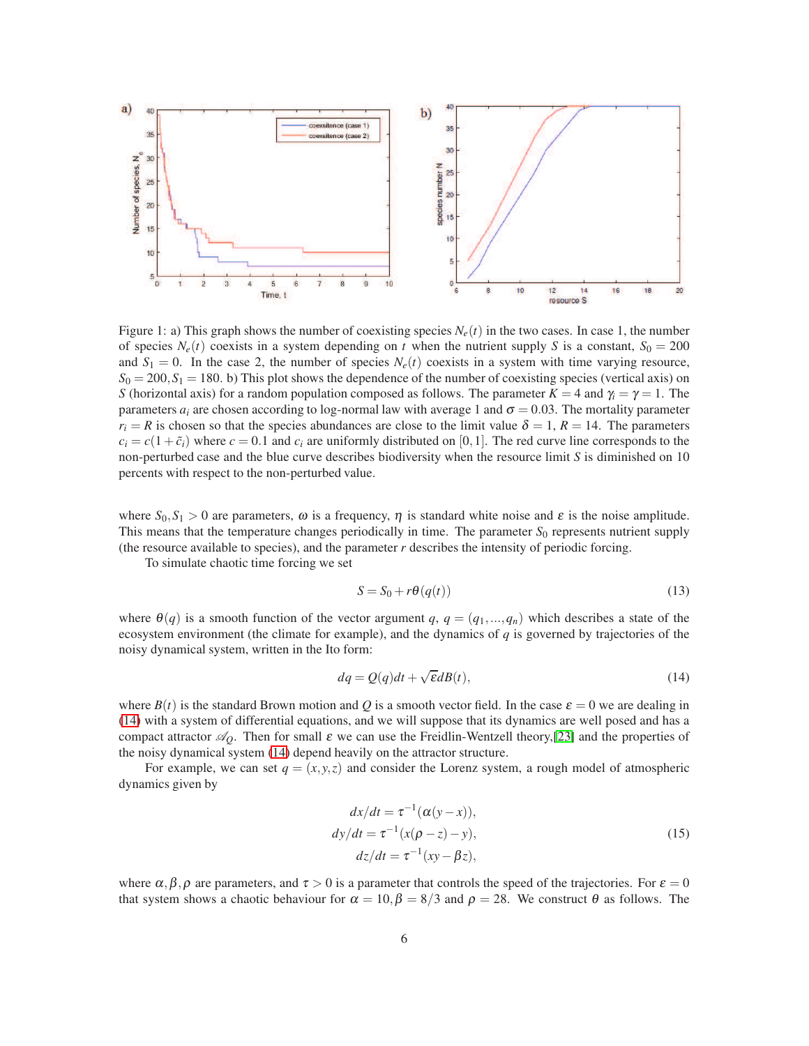Figure 1: a) This graph shows the number of coexisting species $N_e(t)$ in the two cases. In case 1, the number of species $N_e(t)$ coexists in a system depending on $t$ when the nutrient supply $S$ is a constant, $S_0 = 200$ and $S_1 = 0$. In the case 2, the number of species $N_e(t)$ coexists in a system with time varying resource, $S_0 = 200, S_1 = 180$. b) This plot shows the dependence of the number of coexisting species (vertical axis) on $S$ (horizontal axis) for a random population composed as follows. The parameter $K = 4$ and $\gamma_i = \gamma = 1$. The parameters $a_i$ are chosen according to log-normal law with average 1 and $\sigma = 0.03$. The mortality parameter $r_i = R$ is chosen so that the species abundances are close to the limit value $\delta = 1$, $R = 14$. The parameters $c_i = c(1 + \tilde{c}_i)$ where $c = 0.1$ and $c_i$ are uniformly distributed on $[0, 1]$. The red curve line corresponds to the non-perturbed case and the blue curve describes biodiversity when the resource limit $S$ is diminished on 10 percents with respect to the non-perturbed value.

where $S_0, S_1 > 0$ are parameters, $\omega$ is a frequency, $\eta$ is standard white noise and $\varepsilon$ is the noise amplitude. This means that the temperature changes periodically in time. The parameter $S_0$ represents nutrient supply (the resource available to species), and the parameter $r$ describes the intensity of periodic forcing.

To simulate chaotic time forcing we set

$$S = S_0 + r\theta(q(t)) \tag{13}$$

where $\theta(q)$ is a smooth function of the vector argument $q$, $q = (q_1, ..., q_n)$ which describes a state of the ecosystem environment (the climate for example), and the dynamics of $q$ is governed by trajectories of the noisy dynamical system, written in the Ito form:

$$dq = Q(q)dt + \sqrt{\varepsilon}dB(t), \tag{14}$$

where $B(t)$ is the standard Brown motion and $Q$ is a smooth vector field. In the case $\varepsilon = 0$ we are dealing in (14) with a system of differential equations, and we will suppose that its dynamics are well posed and has a compact attractor $\mathscr{A}_Q$. Then for small $\varepsilon$ we can use the Freidlin-Wentzell theory,[23] and the properties of the noisy dynamical system (14) depend heavily on the attractor structure.

For example, we can set $q = (x, y, z)$ and consider the Lorenz system, a rough model of atmospheric dynamics given by

$$\begin{aligned} dx/dt &= \tau^{-1}(\alpha(y - x)), \\ dy/dt &= \tau^{-1}(x(\rho - z) - y), \\ dz/dt &= \tau^{-1}(xy - \beta z), \end{aligned} \tag{15}$$

where $\alpha, \beta, \rho$ are parameters, and $\tau > 0$ is a parameter that controls the speed of the trajectories. For $\varepsilon = 0$ that system shows a chaotic behaviour for $\alpha = 10, \beta = 8/3$ and $\rho = 28$. We construct $\theta$ as follows. The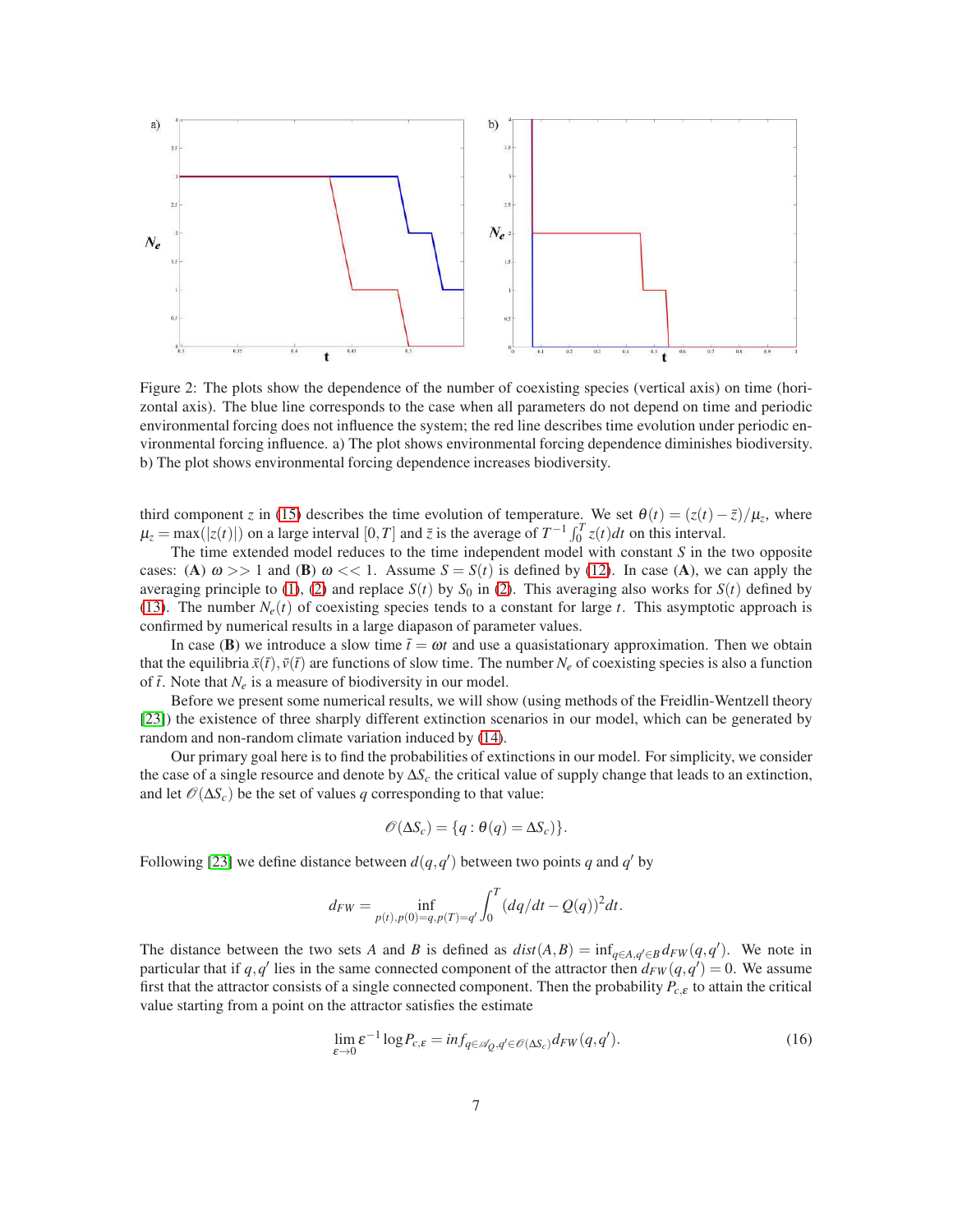Figure 2: The plots show the dependence of the number of coexisting species (vertical axis) on time (horizontal axis). The blue line corresponds to the case when all parameters do not depend on time and periodic environmental forcing does not influence the system; the red line describes time evolution under periodic environmental forcing influence. a) The plot shows environmental forcing dependence diminishes biodiversity. b) The plot shows environmental forcing dependence increases biodiversity.

third component $z$ in (15) describes the time evolution of temperature. We set $\theta(t) = (z(t) - \bar{z})/\mu_z$, where $\mu_z = \max(|z(t)|)$ on a large interval $[0,T]$ and $\bar{z}$ is the average of $T^{-1}\int_0^T z(t)dt$ on this interval.

The time extended model reduces to the time independent model with constant $S$ in the two opposite cases: (**A**) $\omega >> 1$ and (**B**) $\omega << 1$. Assume $S = S(t)$ is defined by (12). In case (**A**), we can apply the averaging principle to (1), (2) and replace $S(t)$ by $S_0$ in (2). This averaging also works for $S(t)$ defined by (13). The number $N_e(t)$ of coexisting species tends to a constant for large $t$. This asymptotic approach is confirmed by numerical results in a large diapason of parameter values.

In case (**B**) we introduce a slow time $\bar{t} = \omega t$ and use a quasistationary approximation. Then we obtain that the equilibria $\bar{x}(\bar{t}), \bar{v}(\bar{t})$ are functions of slow time. The number $N_e$ of coexisting species is also a function of $\bar{t}$. Note that $N_e$ is a measure of biodiversity in our model.

Before we present some numerical results, we will show (using methods of the Freidlin-Wentzell theory [23]) the existence of three sharply different extinction scenarios in our model, which can be generated by random and non-random climate variation induced by (14).

Our primary goal here is to find the probabilities of extinctions in our model. For simplicity, we consider the case of a single resource and denote by $\Delta S_c$ the critical value of supply change that leads to an extinction, and let $\mathscr{O}(\Delta S_c)$ be the set of values $q$ corresponding to that value:

$$\mathscr{O}(\Delta S_c) = \{q : \theta(q) = \Delta S_c)\}.$$

Following [23] we define distance between $d(q,q')$ between two points $q$ and $q'$ by

$$d_{FW} = \inf_{p(t),p(0)=q,p(T)=q'} \int_0^T (dq/dt - Q(q))^2 dt.$$

The distance between the two sets $A$ and $B$ is defined as $dist(A,B) = \inf_{q\in A, q'\in B} d_{FW}(q,q')$. We note in particular that if $q,q'$ lies in the same connected component of the attractor then $d_{FW}(q,q') = 0$. We assume first that the attractor consists of a single connected component. Then the probability $P_{c,\varepsilon}$ to attain the critical value starting from a point on the attractor satisfies the estimate

$$\lim_{\varepsilon\to 0} \varepsilon^{-1} \log P_{c,\varepsilon} = inf_{q\in\mathscr{A}_Q, q'\in\mathscr{O}(\Delta S_c)} d_{FW}(q,q'). \tag{16}$$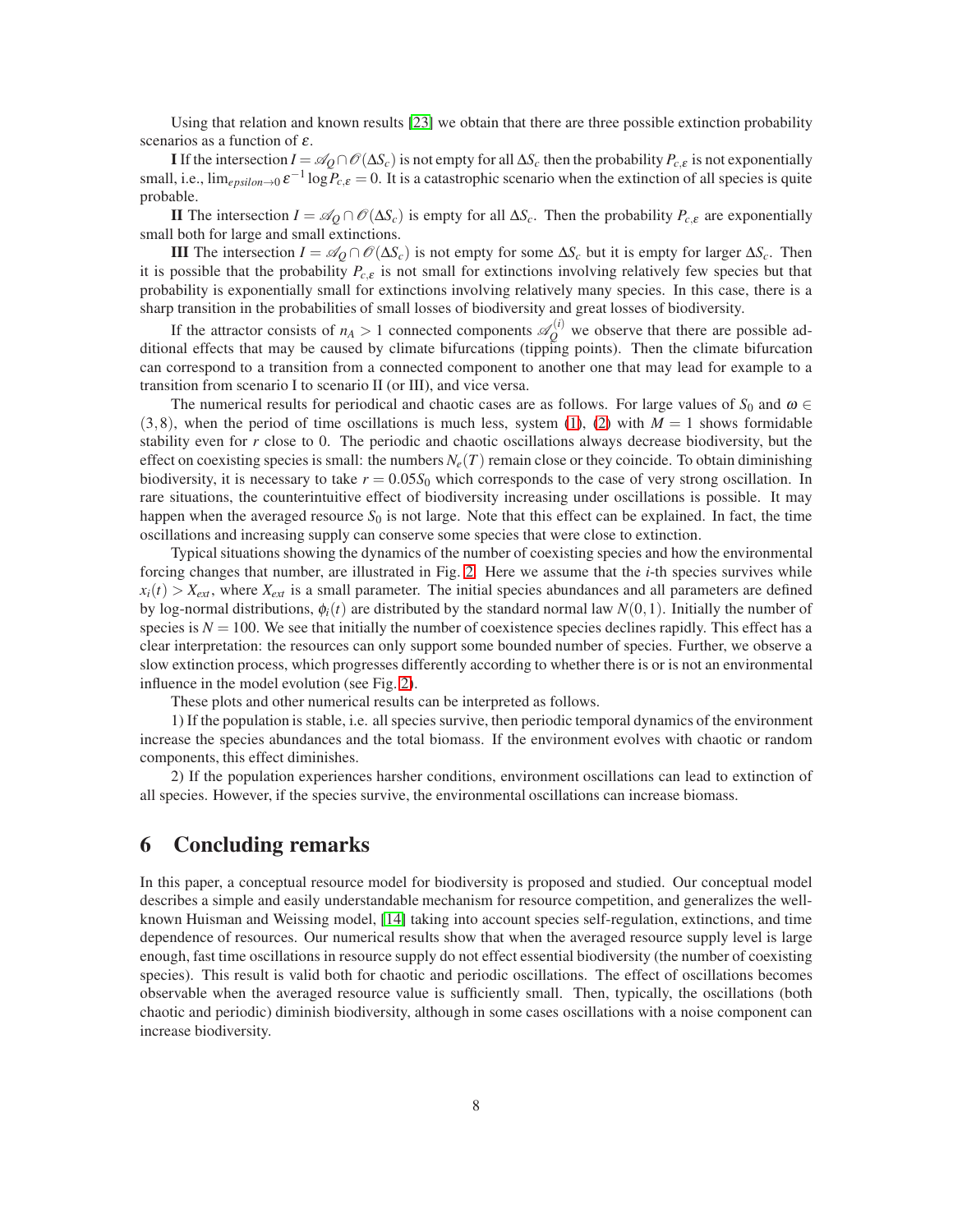Using that relation and known results [23] we obtain that there are three possible extinction probability scenarios as a function of $\varepsilon$.

**I** If the intersection $I = \mathscr{A}_Q \cap \mathscr{O}(\Delta S_c)$ is not empty for all $\Delta S_c$ then the probability $P_{c,\varepsilon}$ is not exponentially small, i.e., $\lim_{epsilon \to 0} \varepsilon^{-1} \log P_{c,\varepsilon} = 0$. It is a catastrophic scenario when the extinction of all species is quite probable.

**II** The intersection $I = \mathscr{A}_Q \cap \mathscr{O}(\Delta S_c)$ is empty for all $\Delta S_c$. Then the probability $P_{c,\varepsilon}$ are exponentially small both for large and small extinctions.

**III** The intersection $I = \mathscr{A}_Q \cap \mathscr{O}(\Delta S_c)$ is not empty for some $\Delta S_c$ but it is empty for larger $\Delta S_c$. Then it is possible that the probability $P_{c,\varepsilon}$ is not small for extinctions involving relatively few species but that probability is exponentially small for extinctions involving relatively many species. In this case, there is a sharp transition in the probabilities of small losses of biodiversity and great losses of biodiversity.

If the attractor consists of $n_A > 1$ connected components $\mathscr{A}_Q^{(i)}$ we observe that there are possible additional effects that may be caused by climate bifurcations (tipping points). Then the climate bifurcation can correspond to a transition from a connected component to another one that may lead for example to a transition from scenario I to scenario II (or III), and vice versa.

The numerical results for periodical and chaotic cases are as follows. For large values of $S_0$ and $\omega \in (3,8)$, when the period of time oscillations is much less, system (1), (2) with $M = 1$ shows formidable stability even for $r$ close to 0. The periodic and chaotic oscillations always decrease biodiversity, but the effect on coexisting species is small: the numbers $N_e(T)$ remain close or they coincide. To obtain diminishing biodiversity, it is necessary to take $r = 0.05S_0$ which corresponds to the case of very strong oscillation. In rare situations, the counterintuitive effect of biodiversity increasing under oscillations is possible. It may happen when the averaged resource $S_0$ is not large. Note that this effect can be explained. In fact, the time oscillations and increasing supply can conserve some species that were close to extinction.

Typical situations showing the dynamics of the number of coexisting species and how the environmental forcing changes that number, are illustrated in Fig. 2. Here we assume that the $i$-th species survives while $x_i(t) > X_{ext}$, where $X_{ext}$ is a small parameter. The initial species abundances and all parameters are defined by log-normal distributions, $\phi_i(t)$ are distributed by the standard normal law $N(0,1)$. Initially the number of species is $N = 100$. We see that initially the number of coexistence species declines rapidly. This effect has a clear interpretation: the resources can only support some bounded number of species. Further, we observe a slow extinction process, which progresses differently according to whether there is or is not an environmental influence in the model evolution (see Fig. 2).

These plots and other numerical results can be interpreted as follows.

1) If the population is stable, i.e. all species survive, then periodic temporal dynamics of the environment increase the species abundances and the total biomass. If the environment evolves with chaotic or random components, this effect diminishes.

2) If the population experiences harsher conditions, environment oscillations can lead to extinction of all species. However, if the species survive, the environmental oscillations can increase biomass.

# 6 Concluding remarks

In this paper, a conceptual resource model for biodiversity is proposed and studied. Our conceptual model describes a simple and easily understandable mechanism for resource competition, and generalizes the well-known Huisman and Weissing model, [14] taking into account species self-regulation, extinctions, and time dependence of resources. Our numerical results show that when the averaged resource supply level is large enough, fast time oscillations in resource supply do not effect essential biodiversity (the number of coexisting species). This result is valid both for chaotic and periodic oscillations. The effect of oscillations becomes observable when the averaged resource value is sufficiently small. Then, typically, the oscillations (both chaotic and periodic) diminish biodiversity, although in some cases oscillations with a noise component can increase biodiversity.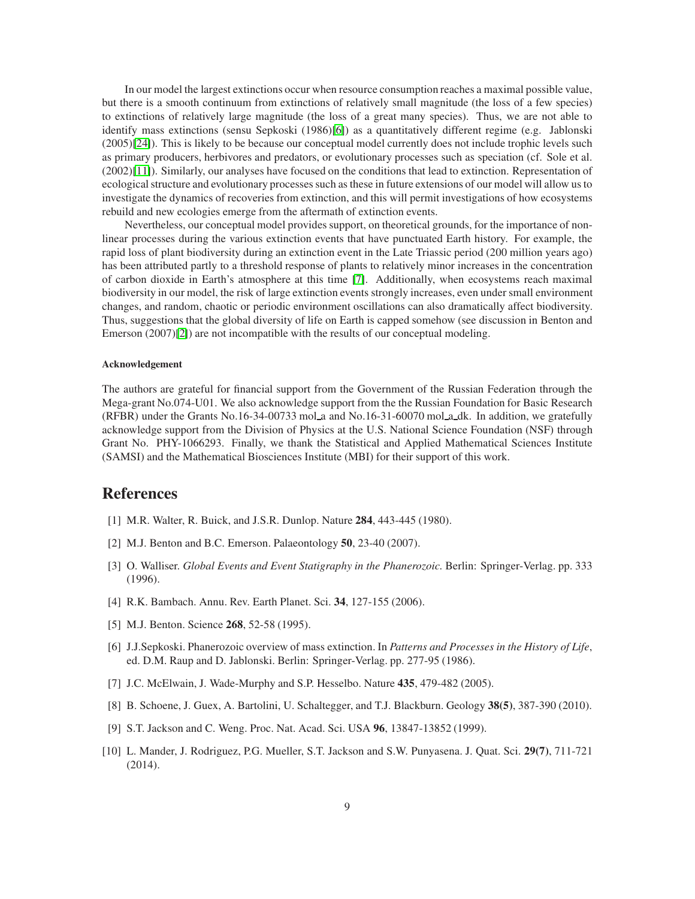In our model the largest extinctions occur when resource consumption reaches a maximal possible value, but there is a smooth continuum from extinctions of relatively small magnitude (the loss of a few species) to extinctions of relatively large magnitude (the loss of a great many species). Thus, we are not able to identify mass extinctions (sensu Sepkoski (1986)[6]) as a quantitatively different regime (e.g. Jablonski (2005)[24]). This is likely to be because our conceptual model currently does not include trophic levels such as primary producers, herbivores and predators, or evolutionary processes such as speciation (cf. Sole et al. (2002)[11]). Similarly, our analyses have focused on the conditions that lead to extinction. Representation of ecological structure and evolutionary processes such as these in future extensions of our model will allow us to investigate the dynamics of recoveries from extinction, and this will permit investigations of how ecosystems rebuild and new ecologies emerge from the aftermath of extinction events.

Nevertheless, our conceptual model provides support, on theoretical grounds, for the importance of non-linear processes during the various extinction events that have punctuated Earth history. For example, the rapid loss of plant biodiversity during an extinction event in the Late Triassic period (200 million years ago) has been attributed partly to a threshold response of plants to relatively minor increases in the concentration of carbon dioxide in Earth's atmosphere at this time [7]. Additionally, when ecosystems reach maximal biodiversity in our model, the risk of large extinction events strongly increases, even under small environment changes, and random, chaotic or periodic environment oscillations can also dramatically affect biodiversity. Thus, suggestions that the global diversity of life on Earth is capped somehow (see discussion in Benton and Emerson (2007)[2]) are not incompatible with the results of our conceptual modeling.

#### Acknowledgement

The authors are grateful for financial support from the Government of the Russian Federation through the Mega-grant No.074-U01. We also acknowledge support from the the Russian Foundation for Basic Research (RFBR) under the Grants No.16-34-00733 mol_a and No.16-31-60070 mol_a_dk. In addition, we gratefully acknowledge support from the Division of Physics at the U.S. National Science Foundation (NSF) through Grant No. PHY-1066293. Finally, we thank the Statistical and Applied Mathematical Sciences Institute (SAMSI) and the Mathematical Biosciences Institute (MBI) for their support of this work.

## References

[1] M.R. Walter, R. Buick, and J.S.R. Dunlop. Nature **284**, 443-445 (1980).

[2] M.J. Benton and B.C. Emerson. Palaeontology **50**, 23-40 (2007).

[3] O. Walliser. *Global Events and Event Statigraphy in the Phanerozoic.* Berlin: Springer-Verlag. pp. 333 (1996).

[4] R.K. Bambach. Annu. Rev. Earth Planet. Sci. **34**, 127-155 (2006).

[5] M.J. Benton. Science **268**, 52-58 (1995).

[6] J.J.Sepkoski. Phanerozoic overview of mass extinction. In *Patterns and Processes in the History of Life*, ed. D.M. Raup and D. Jablonski. Berlin: Springer-Verlag. pp. 277-95 (1986).

[7] J.C. McElwain, J. Wade-Murphy and S.P. Hesselbo. Nature **435**, 479-482 (2005).

[8] B. Schoene, J. Guex, A. Bartolini, U. Schaltegger, and T.J. Blackburn. Geology **38(5)**, 387-390 (2010).

[9] S.T. Jackson and C. Weng. Proc. Nat. Acad. Sci. USA **96**, 13847-13852 (1999).

[10] L. Mander, J. Rodriguez, P.G. Mueller, S.T. Jackson and S.W. Punyasena. J. Quat. Sci. **29(7)**, 711-721 (2014).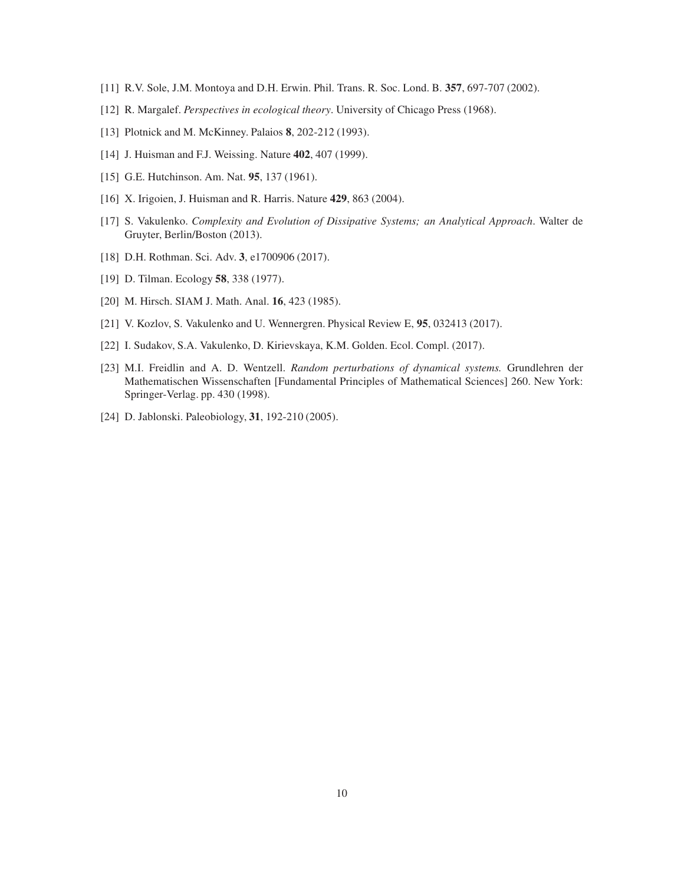[11] R.V. Sole, J.M. Montoya and D.H. Erwin. Phil. Trans. R. Soc. Lond. B. **357**, 697-707 (2002).

[12] R. Margalef. *Perspectives in ecological theory*. University of Chicago Press (1968).

[13] Plotnick and M. McKinney. Palaios **8**, 202-212 (1993).

[14] J. Huisman and F.J. Weissing. Nature **402**, 407 (1999).

[15] G.E. Hutchinson. Am. Nat. **95**, 137 (1961).

[16] X. Irigoien, J. Huisman and R. Harris. Nature **429**, 863 (2004).

[17] S. Vakulenko. *Complexity and Evolution of Dissipative Systems; an Analytical Approach*. Walter de Gruyter, Berlin/Boston (2013).

[18] D.H. Rothman. Sci. Adv. **3**, e1700906 (2017).

[19] D. Tilman. Ecology **58**, 338 (1977).

[20] M. Hirsch. SIAM J. Math. Anal. **16**, 423 (1985).

[21] V. Kozlov, S. Vakulenko and U. Wennergren. Physical Review E, **95**, 032413 (2017).

[22] I. Sudakov, S.A. Vakulenko, D. Kirievskaya, K.M. Golden. Ecol. Compl. (2017).

[23] M.I. Freidlin and A. D. Wentzell. *Random perturbations of dynamical systems.* Grundlehren der Mathematischen Wissenschaften [Fundamental Principles of Mathematical Sciences] 260. New York: Springer-Verlag. pp. 430 (1998).

[24] D. Jablonski. Paleobiology, **31**, 192-210 (2005).